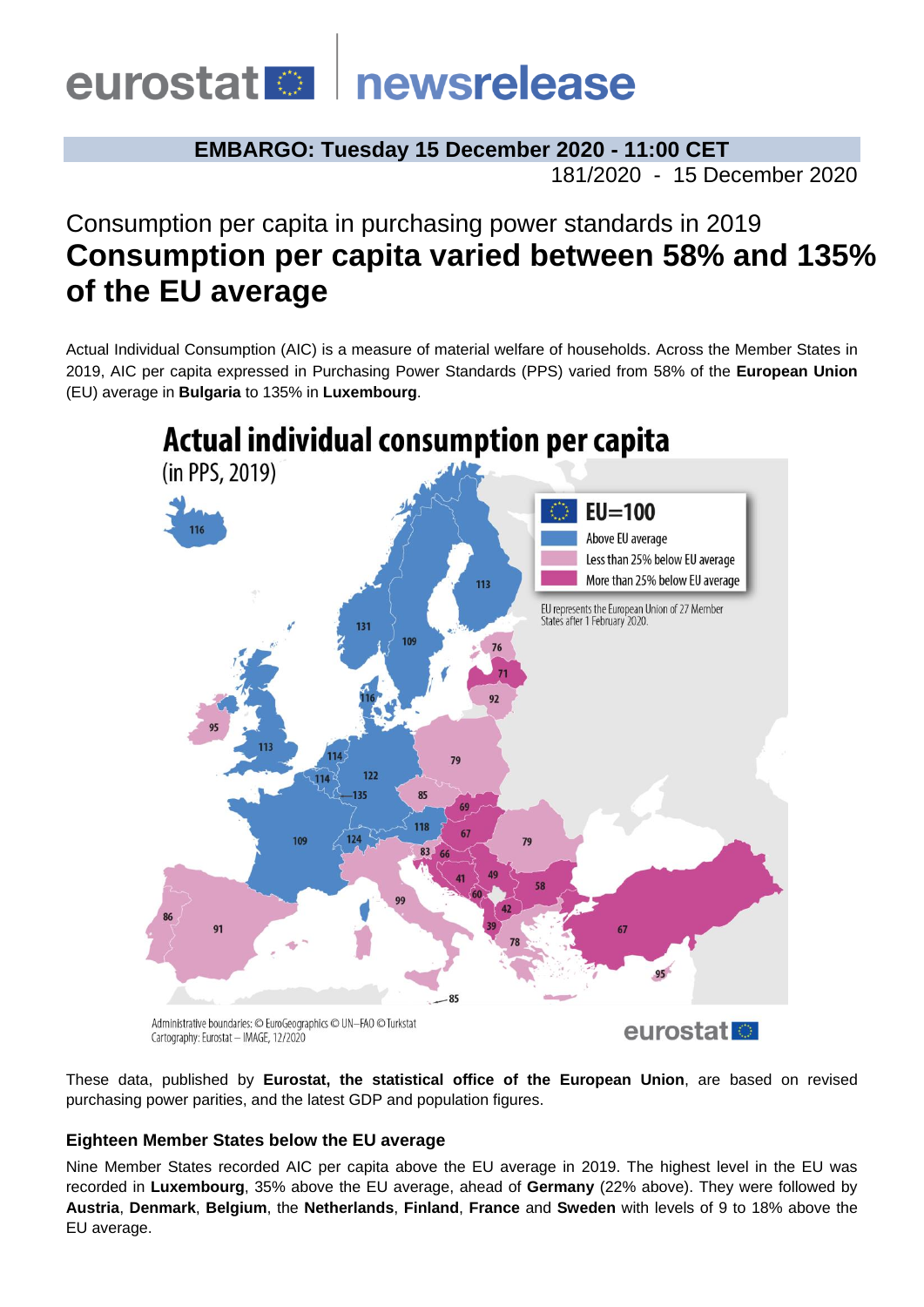**EMBARGO: Tuesday 15 December 2020 - 11:00 CET**

181/2020 - 15 December 2020

## Consumption per capita in purchasing power standards in 2019

# Consumption per capita varied between 58% and 135% of the EU average

Actual Individual Consumption (AIC) is a measure of material welfare of households. Across the Member States in 2019, AIC per capita expressed in Purchasing Power Standards (PPS) varied from 58% of the **European Union** (EU) average in **Bulgaria** to 135% in **Luxembourg**.

**Actual individual consumption per capita**
(in PPS, 2019)

EU=100
- Above EU average
- Less than 25% below EU average
- More than 25% below EU average

EU represents the European Union of 27 Member States after 1 February 2020.

Administrative boundaries: © EuroGeographics © UN–FAO © Turkstat
Cartography: Eurostat – IMAGE, 12/2020

These data, published by **Eurostat, the statistical office of the European Union**, are based on revised purchasing power parities, and the latest GDP and population figures.

### Eighteen Member States below the EU average

Nine Member States recorded AIC per capita above the EU average in 2019. The highest level in the EU was recorded in **Luxembourg**, 35% above the EU average, ahead of **Germany** (22% above). They were followed by **Austria**, **Denmark**, **Belgium**, the **Netherlands**, **Finland**, **France** and **Sweden** with levels of 9 to 18% above the EU average.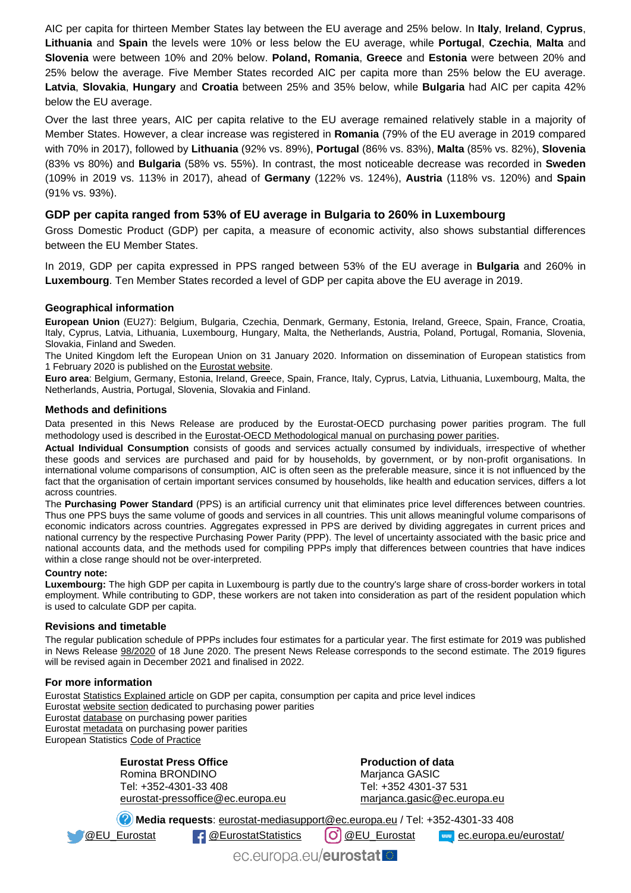AIC per capita for thirteen Member States lay between the EU average and 25% below. In **Italy**, **Ireland**, **Cyprus**, **Lithuania** and **Spain** the levels were 10% or less below the EU average, while **Portugal**, **Czechia**, **Malta** and **Slovenia** were between 10% and 20% below. **Poland, Romania**, **Greece** and **Estonia** were between 20% and 25% below the average. Five Member States recorded AIC per capita more than 25% below the EU average. **Latvia**, **Slovakia**, **Hungary** and **Croatia** between 25% and 35% below, while **Bulgaria** had AIC per capita 42% below the EU average.

Over the last three years, AIC per capita relative to the EU average remained relatively stable in a majority of Member States. However, a clear increase was registered in **Romania** (79% of the EU average in 2019 compared with 70% in 2017), followed by **Lithuania** (92% vs. 89%), **Portugal** (86% vs. 83%), **Malta** (85% vs. 82%), **Slovenia** (83% vs 80%) and **Bulgaria** (58% vs. 55%). In contrast, the most noticeable decrease was recorded in **Sweden** (109% in 2019 vs. 113% in 2017), ahead of **Germany** (122% vs. 124%), **Austria** (118% vs. 120%) and **Spain** (91% vs. 93%).

## GDP per capita ranged from 53% of EU average in Bulgaria to 260% in Luxembourg

Gross Domestic Product (GDP) per capita, a measure of economic activity, also shows substantial differences between the EU Member States.

In 2019, GDP per capita expressed in PPS ranged between 53% of the EU average in **Bulgaria** and 260% in **Luxembourg**. Ten Member States recorded a level of GDP per capita above the EU average in 2019.

### Geographical information

**European Union** (EU27): Belgium, Bulgaria, Czechia, Denmark, Germany, Estonia, Ireland, Greece, Spain, France, Croatia, Italy, Cyprus, Latvia, Lithuania, Luxembourg, Hungary, Malta, the Netherlands, Austria, Poland, Portugal, Romania, Slovenia, Slovakia, Finland and Sweden.

The United Kingdom left the European Union on 31 January 2020. Information on dissemination of European statistics from 1 February 2020 is published on the Eurostat website.

**Euro area**: Belgium, Germany, Estonia, Ireland, Greece, Spain, France, Italy, Cyprus, Latvia, Lithuania, Luxembourg, Malta, the Netherlands, Austria, Portugal, Slovenia, Slovakia and Finland.

### Methods and definitions

Data presented in this News Release are produced by the Eurostat-OECD purchasing power parities program. The full methodology used is described in the Eurostat-OECD Methodological manual on purchasing power parities.

**Actual Individual Consumption** consists of goods and services actually consumed by individuals, irrespective of whether these goods and services are purchased and paid for by households, by government, or by non-profit organisations. In international volume comparisons of consumption, AIC is often seen as the preferable measure, since it is not influenced by the fact that the organisation of certain important services consumed by households, like health and education services, differs a lot across countries.

The **Purchasing Power Standard** (PPS) is an artificial currency unit that eliminates price level differences between countries. Thus one PPS buys the same volume of goods and services in all countries. This unit allows meaningful volume comparisons of economic indicators across countries. Aggregates expressed in PPS are derived by dividing aggregates in current prices and national currency by the respective Purchasing Power Parity (PPP). The level of uncertainty associated with the basic price and national accounts data, and the methods used for compiling PPPs imply that differences between countries that have indices within a close range should not be over-interpreted.

**Country note:**

**Luxembourg:** The high GDP per capita in Luxembourg is partly due to the country's large share of cross-border workers in total employment. While contributing to GDP, these workers are not taken into consideration as part of the resident population which is used to calculate GDP per capita.

### Revisions and timetable

The regular publication schedule of PPPs includes four estimates for a particular year. The first estimate for 2019 was published in News Release 98/2020 of 18 June 2020. The present News Release corresponds to the second estimate. The 2019 figures will be revised again in December 2021 and finalised in 2022.

### For more information

Eurostat Statistics Explained article on GDP per capita, consumption per capita and price level indices
Eurostat website section dedicated to purchasing power parities
Eurostat database on purchasing power parities
Eurostat metadata on purchasing power parities
European Statistics Code of Practice

**Eurostat Press Office**
Romina BRONDINO
Tel: +352-4301-33 408
eurostat-pressoffice@ec.europa.eu

**Production of data**
Marjanca GASIC
Tel: +352 4301-37 531
marjanca.gasic@ec.europa.eu

**Media requests**: eurostat-mediasupport@ec.europa.eu / Tel: +352-4301-33 408

@EU_Eurostat | @EurostatStatistics | @EU_Eurostat | ec.europa.eu/eurostat/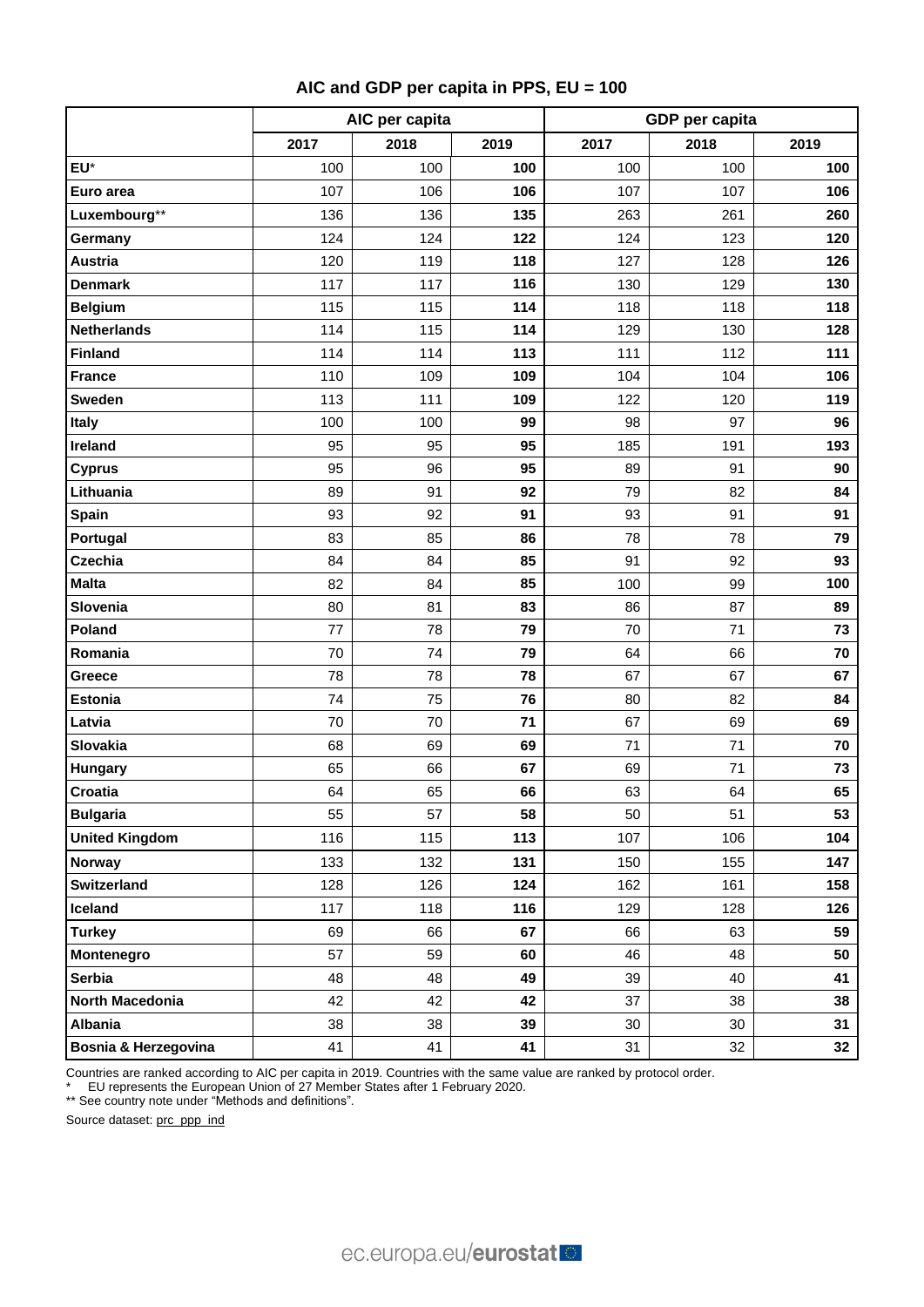### AIC and GDP per capita in PPS, EU = 100

| | AIC per capita | | | GDP per capita | | |
|---|---|---|---|---|---|---|
| | 2017 | 2018 | 2019 | 2017 | 2018 | 2019 |
| **EU*** | 100 | 100 | **100** | 100 | 100 | **100** |
| **Euro area** | 107 | 106 | **106** | 107 | 107 | **106** |
| **Luxembourg**** | 136 | 136 | **135** | 263 | 261 | **260** |
| **Germany** | 124 | 124 | **122** | 124 | 123 | **120** |
| **Austria** | 120 | 119 | **118** | 127 | 128 | **126** |
| **Denmark** | 117 | 117 | **116** | 130 | 129 | **130** |
| **Belgium** | 115 | 115 | **114** | 118 | 118 | **118** |
| **Netherlands** | 114 | 115 | **114** | 129 | 130 | **128** |
| **Finland** | 114 | 114 | **113** | 111 | 112 | **111** |
| **France** | 110 | 109 | **109** | 104 | 104 | **106** |
| **Sweden** | 113 | 111 | **109** | 122 | 120 | **119** |
| **Italy** | 100 | 100 | **99** | 98 | 97 | **96** |
| **Ireland** | 95 | 95 | **95** | 185 | 191 | **193** |
| **Cyprus** | 95 | 96 | **95** | 89 | 91 | **90** |
| **Lithuania** | 89 | 91 | **92** | 79 | 82 | **84** |
| **Spain** | 93 | 92 | **91** | 93 | 91 | **91** |
| **Portugal** | 83 | 85 | **86** | 78 | 78 | **79** |
| **Czechia** | 84 | 84 | **85** | 91 | 92 | **93** |
| **Malta** | 82 | 84 | **85** | 100 | 99 | **100** |
| **Slovenia** | 80 | 81 | **83** | 86 | 87 | **89** |
| **Poland** | 77 | 78 | **79** | 70 | 71 | **73** |
| **Romania** | 70 | 74 | **79** | 64 | 66 | **70** |
| **Greece** | 78 | 78 | **78** | 67 | 67 | **67** |
| **Estonia** | 74 | 75 | **76** | 80 | 82 | **84** |
| **Latvia** | 70 | 70 | **71** | 67 | 69 | **69** |
| **Slovakia** | 68 | 69 | **69** | 71 | 71 | **70** |
| **Hungary** | 65 | 66 | **67** | 69 | 71 | **73** |
| **Croatia** | 64 | 65 | **66** | 63 | 64 | **65** |
| **Bulgaria** | 55 | 57 | **58** | 50 | 51 | **53** |
| **United Kingdom** | 116 | 115 | **113** | 107 | 106 | **104** |
| **Norway** | 133 | 132 | **131** | 150 | 155 | **147** |
| **Switzerland** | 128 | 126 | **124** | 162 | 161 | **158** |
| **Iceland** | 117 | 118 | **116** | 129 | 128 | **126** |
| **Turkey** | 69 | 66 | **67** | 66 | 63 | **59** |
| **Montenegro** | 57 | 59 | **60** | 46 | 48 | **50** |
| **Serbia** | 48 | 48 | **49** | 39 | 40 | **41** |
| **North Macedonia** | 42 | 42 | **42** | 37 | 38 | **38** |
| **Albania** | 38 | 38 | **39** | 30 | 30 | **31** |
| **Bosnia & Herzegovina** | 41 | 41 | **41** | 31 | 32 | **32** |

Countries are ranked according to AIC per capita in 2019. Countries with the same value are ranked by protocol order.
* EU represents the European Union of 27 Member States after 1 February 2020.
** See country note under "Methods and definitions".

Source dataset: prc_ppp_ind